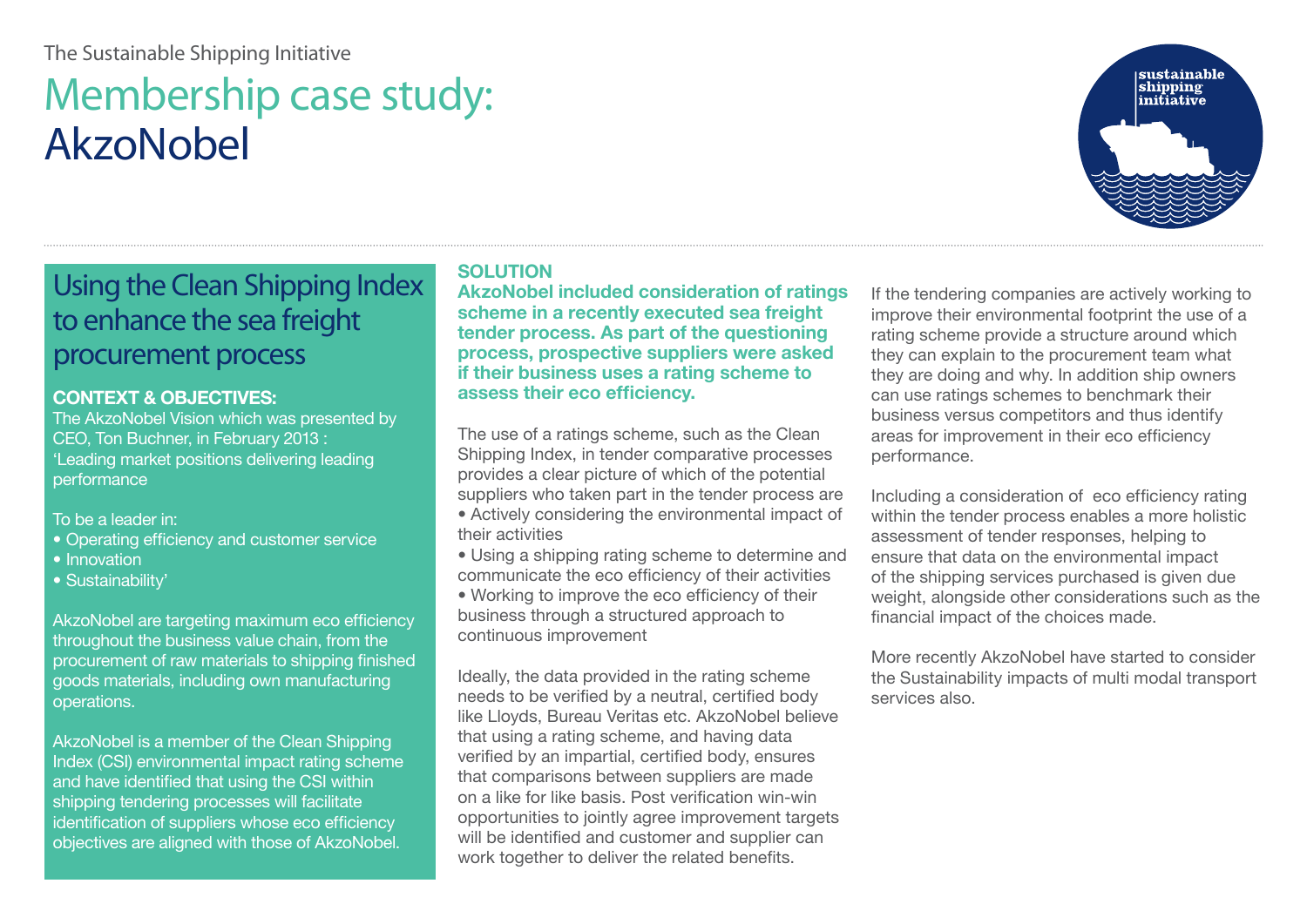The Sustainable Shipping Initiative

# Membership case study: AkzoNobel

## Using the Clean Shipping Index to enhance the sea freight procurement process

### CONTEXT & OBJECTIVES:

The AkzoNobel Vision which was presented by CEO, Ton Buchner, in February 2013 : 'Leading market positions delivering leading performance

To be a leader in:

- Operating efficiency and customer service
- Innovation
- Sustainability'

AkzoNobel are targeting maximum eco efficiency throughout the business value chain, from the procurement of raw materials to shipping finished goods materials, including own manufacturing operations.

AkzoNobel is a member of the Clean Shipping Index (CSI) environmental impact rating scheme and have identified that using the CSI within shipping tendering processes will facilitate identification of suppliers whose eco efficiency objectives are aligned with those of AkzoNobel.

### SOLUTION

**AkzoNobel included consideration of ratings scheme in a recently executed sea freight tender process. As part of the questioning process, prospective suppliers were asked if their business uses a rating scheme to assess their eco efficiency.**

The use of a ratings scheme, such as the Clean Shipping Index, in tender comparative processes provides a clear picture of which of the potential suppliers who taken part in the tender process are

- Actively considering the environmental impact of their activities
- Using a shipping rating scheme to determine and communicate the eco efficiency of their activities
- Working to improve the eco efficiency of their business through a structured approach to continuous improvement

Ideally, the data provided in the rating scheme needs to be verified by a neutral, certified body like Lloyds, Bureau Veritas etc. AkzoNobel believe that using a rating scheme, and having data verified by an impartial, certified body, ensures that comparisons between suppliers are made on a like for like basis. Post verification win-win opportunities to jointly agree improvement targets will be identified and customer and supplier can work together to deliver the related benefits.

If the tendering companies are actively working to improve their environmental footprint the use of a rating scheme provide a structure around which they can explain to the procurement team what they are doing and why. In addition ship owners can use ratings schemes to benchmark their business versus competitors and thus identify areas for improvement in their eco efficiency performance.

Including a consideration of eco efficiency rating within the tender process enables a more holistic assessment of tender responses, helping to ensure that data on the environmental impact of the shipping services purchased is given due weight, alongside other considerations such as the financial impact of the choices made.

More recently AkzoNobel have started to consider the Sustainability impacts of multi modal transport services also.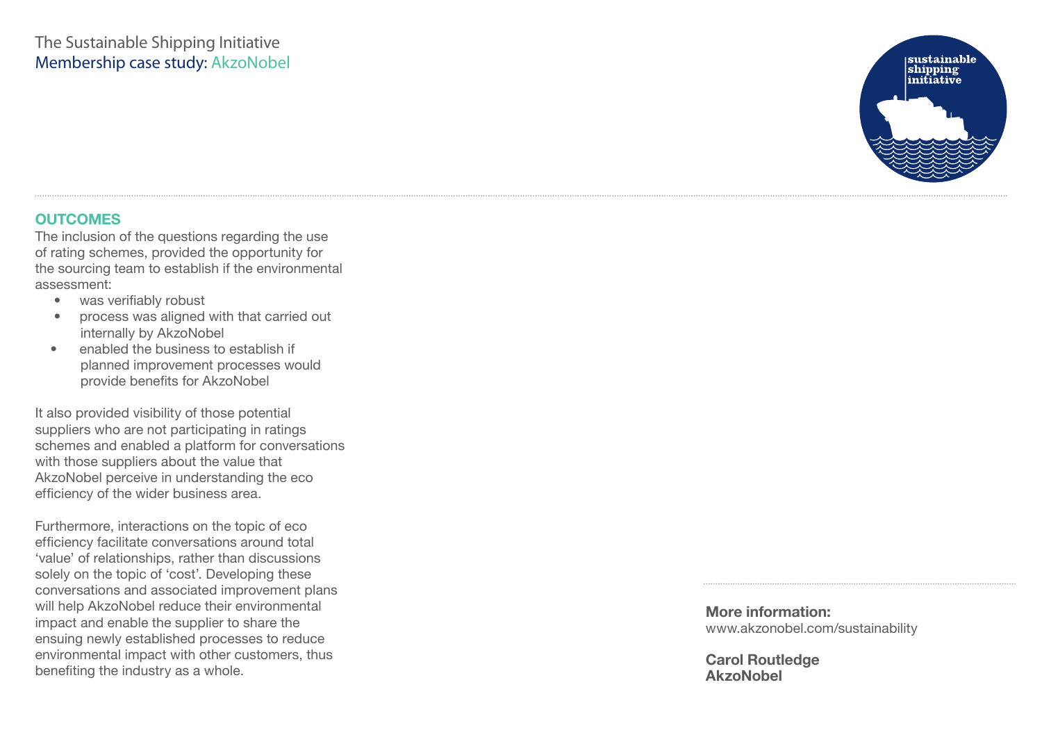The Sustainable Shipping Initiative
Membership case study: AkzoNobel

## OUTCOMES

The inclusion of the questions regarding the use of rating schemes, provided the opportunity for the sourcing team to establish if the environmental assessment:

- was verifiably robust
- process was aligned with that carried out internally by AkzoNobel
- enabled the business to establish if planned improvement processes would provide benefits for AkzoNobel

It also provided visibility of those potential suppliers who are not participating in ratings schemes and enabled a platform for conversations with those suppliers about the value that AkzoNobel perceive in understanding the eco efficiency of the wider business area.

Furthermore, interactions on the topic of eco efficiency facilitate conversations around total 'value' of relationships, rather than discussions solely on the topic of 'cost'. Developing these conversations and associated improvement plans will help AkzoNobel reduce their environmental impact and enable the supplier to share the ensuing newly established processes to reduce environmental impact with other customers, thus benefiting the industry as a whole.

**More information:**
www.akzonobel.com/sustainability

**Carol Routledge**
**AkzoNobel**